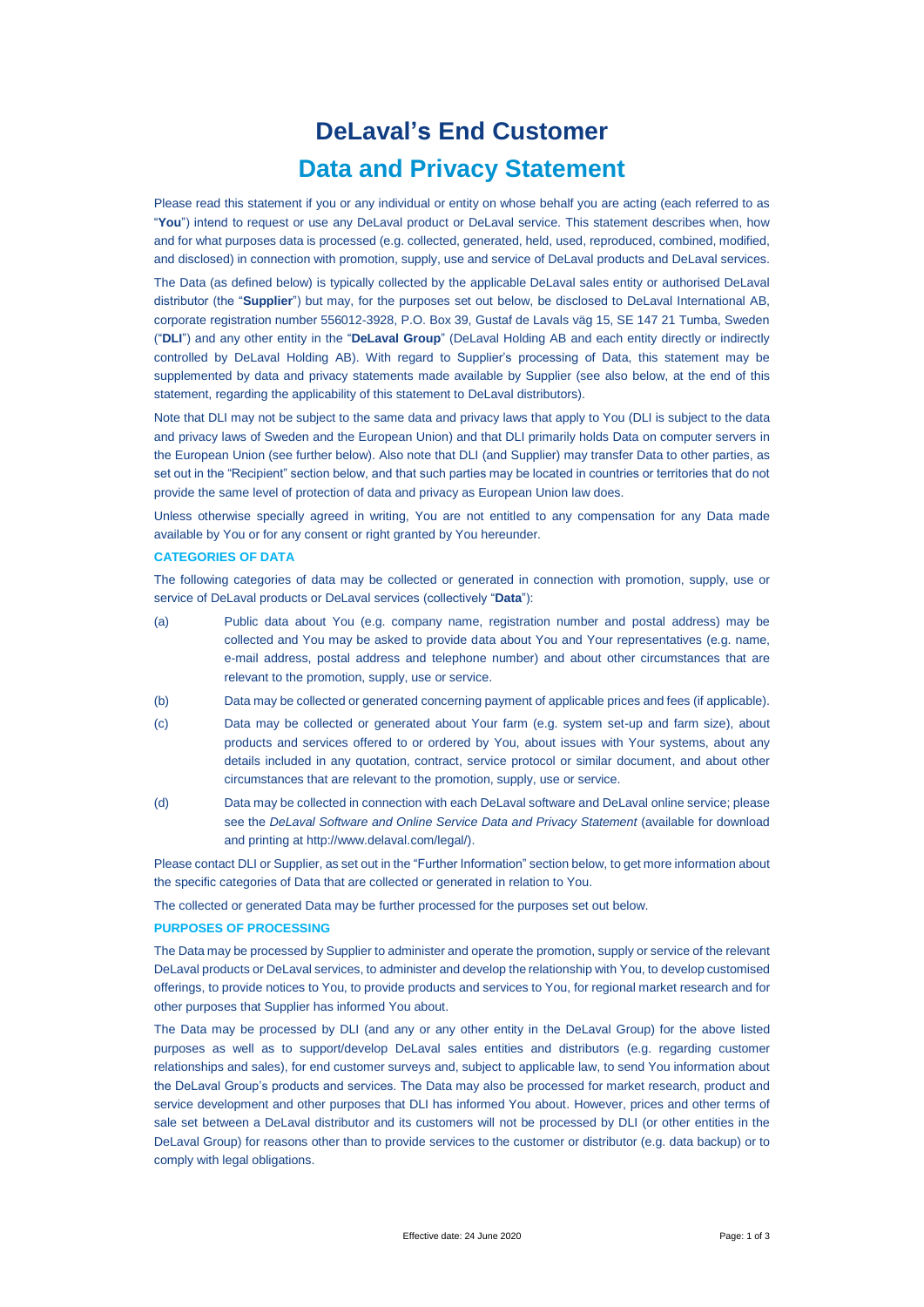# DeLaval's End Customer

## Data and Privacy Statement

Please read this statement if you or any individual or entity on whose behalf you are acting (each referred to as "**You**") intend to request or use any DeLaval product or DeLaval service. This statement describes when, how and for what purposes data is processed (e.g. collected, generated, held, used, reproduced, combined, modified, and disclosed) in connection with promotion, supply, use and service of DeLaval products and DeLaval services.

The Data (as defined below) is typically collected by the applicable DeLaval sales entity or authorised DeLaval distributor (the "**Supplier**") but may, for the purposes set out below, be disclosed to DeLaval International AB, corporate registration number 556012-3928, P.O. Box 39, Gustaf de Lavals väg 15, SE 147 21 Tumba, Sweden ("**DLI**") and any other entity in the "**DeLaval Group**" (DeLaval Holding AB and each entity directly or indirectly controlled by DeLaval Holding AB). With regard to Supplier's processing of Data, this statement may be supplemented by data and privacy statements made available by Supplier (see also below, at the end of this statement, regarding the applicability of this statement to DeLaval distributors).

Note that DLI may not be subject to the same data and privacy laws that apply to You (DLI is subject to the data and privacy laws of Sweden and the European Union) and that DLI primarily holds Data on computer servers in the European Union (see further below). Also note that DLI (and Supplier) may transfer Data to other parties, as set out in the "Recipient" section below, and that such parties may be located in countries or territories that do not provide the same level of protection of data and privacy as European Union law does.

Unless otherwise specially agreed in writing, You are not entitled to any compensation for any Data made available by You or for any consent or right granted by You hereunder.

### CATEGORIES OF DATA

The following categories of data may be collected or generated in connection with promotion, supply, use or service of DeLaval products or DeLaval services (collectively "**Data**"):

(a) Public data about You (e.g. company name, registration number and postal address) may be collected and You may be asked to provide data about You and Your representatives (e.g. name, e-mail address, postal address and telephone number) and about other circumstances that are relevant to the promotion, supply, use or service.

(b) Data may be collected or generated concerning payment of applicable prices and fees (if applicable).

(c) Data may be collected or generated about Your farm (e.g. system set-up and farm size), about products and services offered to or ordered by You, about issues with Your systems, about any details included in any quotation, contract, service protocol or similar document, and about other circumstances that are relevant to the promotion, supply, use or service.

(d) Data may be collected in connection with each DeLaval software and DeLaval online service; please see the *DeLaval Software and Online Service Data and Privacy Statement* (available for download and printing at http://www.delaval.com/legal/).

Please contact DLI or Supplier, as set out in the "Further Information" section below, to get more information about the specific categories of Data that are collected or generated in relation to You.

The collected or generated Data may be further processed for the purposes set out below.

### PURPOSES OF PROCESSING

The Data may be processed by Supplier to administer and operate the promotion, supply or service of the relevant DeLaval products or DeLaval services, to administer and develop the relationship with You, to develop customised offerings, to provide notices to You, to provide products and services to You, for regional market research and for other purposes that Supplier has informed You about.

The Data may be processed by DLI (and any or any other entity in the DeLaval Group) for the above listed purposes as well as to support/develop DeLaval sales entities and distributors (e.g. regarding customer relationships and sales), for end customer surveys and, subject to applicable law, to send You information about the DeLaval Group's products and services. The Data may also be processed for market research, product and service development and other purposes that DLI has informed You about. However, prices and other terms of sale set between a DeLaval distributor and its customers will not be processed by DLI (or other entities in the DeLaval Group) for reasons other than to provide services to the customer or distributor (e.g. data backup) or to comply with legal obligations.

Effective date: 24 June 2020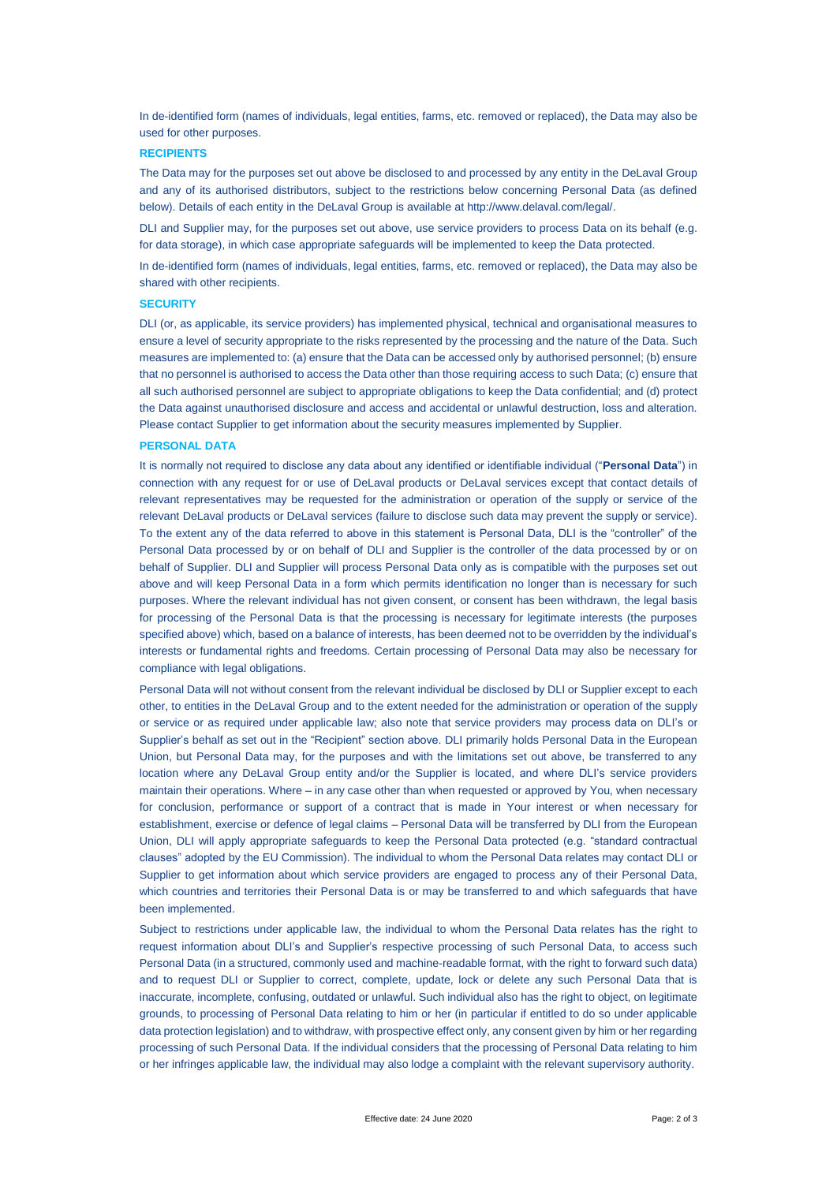In de-identified form (names of individuals, legal entities, farms, etc. removed or replaced), the Data may also be used for other purposes.

## RECIPIENTS

The Data may for the purposes set out above be disclosed to and processed by any entity in the DeLaval Group and any of its authorised distributors, subject to the restrictions below concerning Personal Data (as defined below). Details of each entity in the DeLaval Group is available at http://www.delaval.com/legal/.

DLI and Supplier may, for the purposes set out above, use service providers to process Data on its behalf (e.g. for data storage), in which case appropriate safeguards will be implemented to keep the Data protected.

In de-identified form (names of individuals, legal entities, farms, etc. removed or replaced), the Data may also be shared with other recipients.

## SECURITY

DLI (or, as applicable, its service providers) has implemented physical, technical and organisational measures to ensure a level of security appropriate to the risks represented by the processing and the nature of the Data. Such measures are implemented to: (a) ensure that the Data can be accessed only by authorised personnel; (b) ensure that no personnel is authorised to access the Data other than those requiring access to such Data; (c) ensure that all such authorised personnel are subject to appropriate obligations to keep the Data confidential; and (d) protect the Data against unauthorised disclosure and access and accidental or unlawful destruction, loss and alteration. Please contact Supplier to get information about the security measures implemented by Supplier.

## PERSONAL DATA

It is normally not required to disclose any data about any identified or identifiable individual ("**Personal Data**") in connection with any request for or use of DeLaval products or DeLaval services except that contact details of relevant representatives may be requested for the administration or operation of the supply or service of the relevant DeLaval products or DeLaval services (failure to disclose such data may prevent the supply or service). To the extent any of the data referred to above in this statement is Personal Data, DLI is the "controller" of the Personal Data processed by or on behalf of DLI and Supplier is the controller of the data processed by or on behalf of Supplier. DLI and Supplier will process Personal Data only as is compatible with the purposes set out above and will keep Personal Data in a form which permits identification no longer than is necessary for such purposes. Where the relevant individual has not given consent, or consent has been withdrawn, the legal basis for processing of the Personal Data is that the processing is necessary for legitimate interests (the purposes specified above) which, based on a balance of interests, has been deemed not to be overridden by the individual's interests or fundamental rights and freedoms. Certain processing of Personal Data may also be necessary for compliance with legal obligations.

Personal Data will not without consent from the relevant individual be disclosed by DLI or Supplier except to each other, to entities in the DeLaval Group and to the extent needed for the administration or operation of the supply or service or as required under applicable law; also note that service providers may process data on DLI's or Supplier's behalf as set out in the "Recipient" section above. DLI primarily holds Personal Data in the European Union, but Personal Data may, for the purposes and with the limitations set out above, be transferred to any location where any DeLaval Group entity and/or the Supplier is located, and where DLI's service providers maintain their operations. Where – in any case other than when requested or approved by You, when necessary for conclusion, performance or support of a contract that is made in Your interest or when necessary for establishment, exercise or defence of legal claims – Personal Data will be transferred by DLI from the European Union, DLI will apply appropriate safeguards to keep the Personal Data protected (e.g. "standard contractual clauses" adopted by the EU Commission). The individual to whom the Personal Data relates may contact DLI or Supplier to get information about which service providers are engaged to process any of their Personal Data, which countries and territories their Personal Data is or may be transferred to and which safeguards that have been implemented.

Subject to restrictions under applicable law, the individual to whom the Personal Data relates has the right to request information about DLI's and Supplier's respective processing of such Personal Data, to access such Personal Data (in a structured, commonly used and machine-readable format, with the right to forward such data) and to request DLI or Supplier to correct, complete, update, lock or delete any such Personal Data that is inaccurate, incomplete, confusing, outdated or unlawful. Such individual also has the right to object, on legitimate grounds, to processing of Personal Data relating to him or her (in particular if entitled to do so under applicable data protection legislation) and to withdraw, with prospective effect only, any consent given by him or her regarding processing of such Personal Data. If the individual considers that the processing of Personal Data relating to him or her infringes applicable law, the individual may also lodge a complaint with the relevant supervisory authority.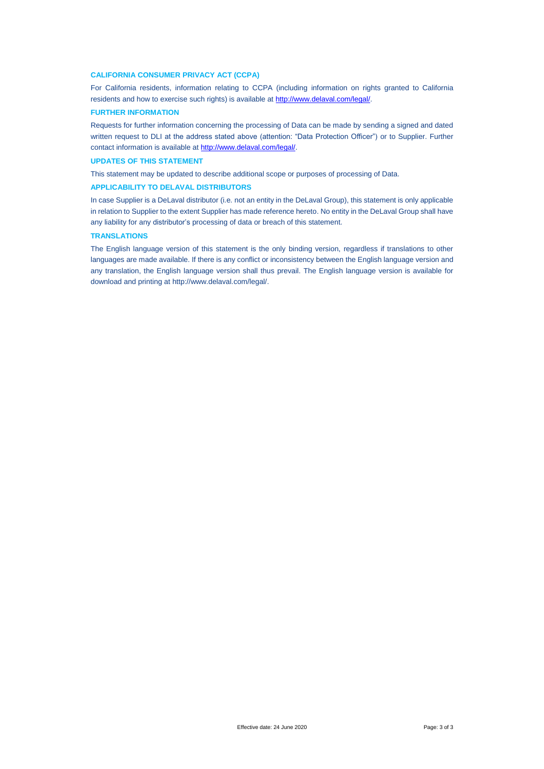## CALIFORNIA CONSUMER PRIVACY ACT (CCPA)

For California residents, information relating to CCPA (including information on rights granted to California residents and how to exercise such rights) is available at http://www.delaval.com/legal/.

## FURTHER INFORMATION

Requests for further information concerning the processing of Data can be made by sending a signed and dated written request to DLI at the address stated above (attention: "Data Protection Officer") or to Supplier. Further contact information is available at http://www.delaval.com/legal/.

## UPDATES OF THIS STATEMENT

This statement may be updated to describe additional scope or purposes of processing of Data.

## APPLICABILITY TO DELAVAL DISTRIBUTORS

In case Supplier is a DeLaval distributor (i.e. not an entity in the DeLaval Group), this statement is only applicable in relation to Supplier to the extent Supplier has made reference hereto. No entity in the DeLaval Group shall have any liability for any distributor's processing of data or breach of this statement.

## TRANSLATIONS

The English language version of this statement is the only binding version, regardless if translations to other languages are made available. If there is any conflict or inconsistency between the English language version and any translation, the English language version shall thus prevail. The English language version is available for download and printing at http://www.delaval.com/legal/.

Effective date: 24 June 2020